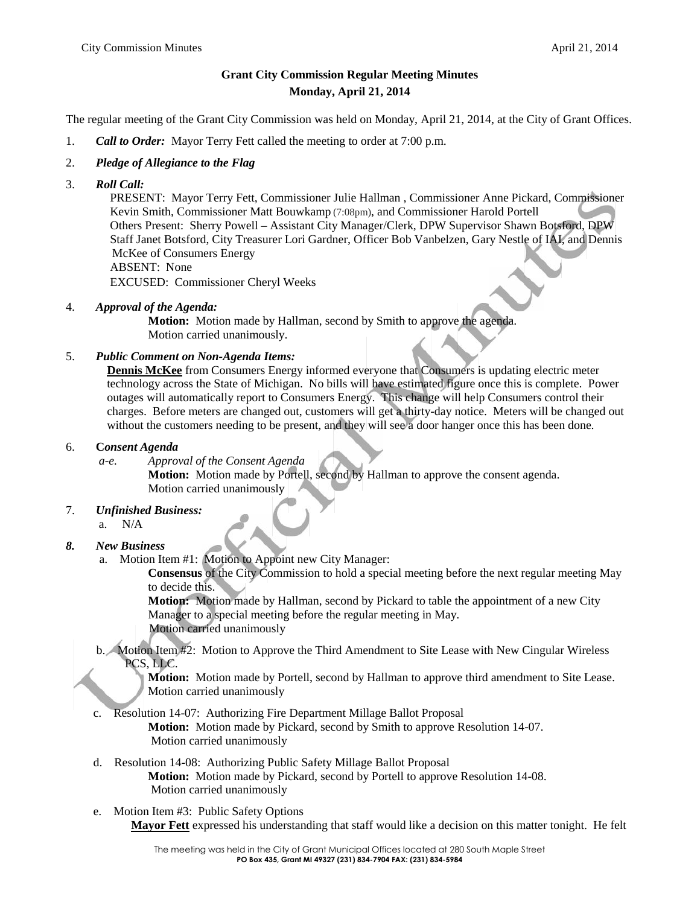# Grant City Commission Regular Meeting Minutes
## Monday, April 21, 2014

The regular meeting of the Grant City Commission was held on Monday, April 21, 2014, at the City of Grant Offices.

1. ***Call to Order:*** Mayor Terry Fett called the meeting to order at 7:00 p.m.

2. ***Pledge of Allegiance to the Flag***

3. ***Roll Call:***
   PRESENT: Mayor Terry Fett, Commissioner Julie Hallman , Commissioner Anne Pickard, Commissioner Kevin Smith, Commissioner Matt Bouwkamp (7:08pm), and Commissioner Harold Portell
   Others Present: Sherry Powell – Assistant City Manager/Clerk, DPW Supervisor Shawn Botsford, DPW Staff Janet Botsford, City Treasurer Lori Gardner, Officer Bob Vanbelzen, Gary Nestle of IAI, and Dennis McKee of Consumers Energy
   ABSENT: None
   EXCUSED: Commissioner Cheryl Weeks

4. ***Approval of the Agenda:***
   **Motion:** Motion made by Hallman, second by Smith to approve the agenda.
   Motion carried unanimously.

5. ***Public Comment on Non-Agenda Items:***
   **Dennis McKee** from Consumers Energy informed everyone that Consumers is updating electric meter technology across the State of Michigan. No bills will have estimated figure once this is complete. Power outages will automatically report to Consumers Energy. This change will help Consumers control their charges. Before meters are changed out, customers will get a thirty-day notice. Meters will be changed out without the customers needing to be present, and they will see a door hanger once this has been done.

6. **C*onsent Agenda***
   *a-e. Approval of the Consent Agenda*
   **Motion:** Motion made by Portell, second by Hallman to approve the consent agenda.
   Motion carried unanimously

7. ***Unfinished Business:***
   a. N/A

8. ***New Business***
   a. Motion Item #1: Motion to Appoint new City Manager:
      **Consensus** of the City Commission to hold a special meeting before the next regular meeting May to decide this.
      **Motion:** Motion made by Hallman, second by Pickard to table the appointment of a new City Manager to a special meeting before the regular meeting in May.
      Motion carried unanimously

   b. Motion Item #2: Motion to Approve the Third Amendment to Site Lease with New Cingular Wireless PCS, LLC.
      **Motion:** Motion made by Portell, second by Hallman to approve third amendment to Site Lease.
      Motion carried unanimously

   c. Resolution 14-07: Authorizing Fire Department Millage Ballot Proposal
      **Motion:** Motion made by Pickard, second by Smith to approve Resolution 14-07.
      Motion carried unanimously

   d. Resolution 14-08: Authorizing Public Safety Millage Ballot Proposal
      **Motion:** Motion made by Pickard, second by Portell to approve Resolution 14-08.
      Motion carried unanimously

   e. Motion Item #3: Public Safety Options
      **Mayor Fett** expressed his understanding that staff would like a decision on this matter tonight. He felt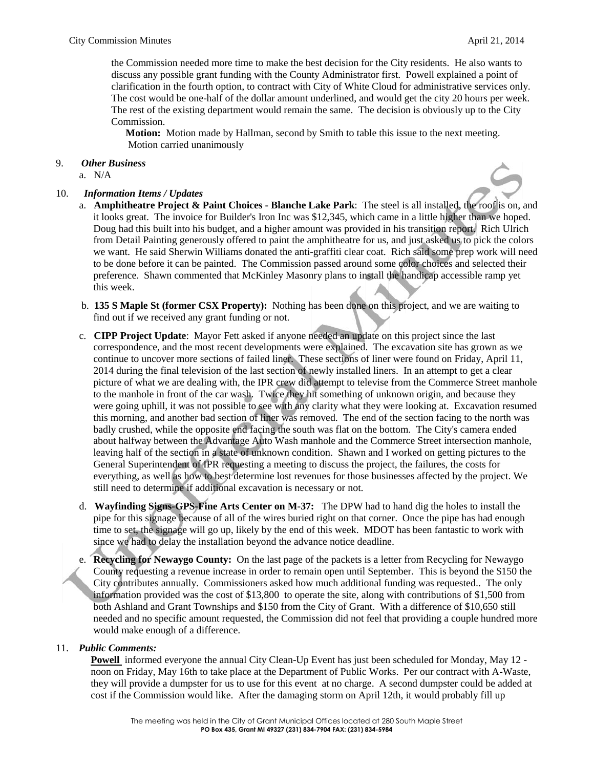the Commission needed more time to make the best decision for the City residents. He also wants to discuss any possible grant funding with the County Administrator first. Powell explained a point of clarification in the fourth option, to contract with City of White Cloud for administrative services only. The cost would be one-half of the dollar amount underlined, and would get the city 20 hours per week. The rest of the existing department would remain the same. The decision is obviously up to the City Commission.

**Motion:** Motion made by Hallman, second by Smith to table this issue to the next meeting. Motion carried unanimously

9. ***Other Business***
   a. N/A

10. ***Information Items / Updates***
    a. **Amphitheatre Project & Paint Choices - Blanche Lake Park**: The steel is all installed, the roof is on, and it looks great. The invoice for Builder's Iron Inc was $12,345, which came in a little higher than we hoped. Doug had this built into his budget, and a higher amount was provided in his transition report. Rich Ulrich from Detail Painting generously offered to paint the amphitheatre for us, and just asked us to pick the colors we want. He said Sherwin Williams donated the anti-graffiti clear coat. Rich said some prep work will need to be done before it can be painted. The Commission passed around some color choices and selected their preference. Shawn commented that McKinley Masonry plans to install the handicap accessible ramp yet this week.

    b. **135 S Maple St (former CSX Property):** Nothing has been done on this project, and we are waiting to find out if we received any grant funding or not.

    c. **CIPP Project Update**: Mayor Fett asked if anyone needed an update on this project since the last correspondence, and the most recent developments were explained. The excavation site has grown as we continue to uncover more sections of failed liner. These sections of liner were found on Friday, April 11, 2014 during the final television of the last section of newly installed liners. In an attempt to get a clear picture of what we are dealing with, the IPR crew did attempt to televise from the Commerce Street manhole to the manhole in front of the car wash. Twice they hit something of unknown origin, and because they were going uphill, it was not possible to see with any clarity what they were looking at. Excavation resumed this morning, and another bad section of liner was removed. The end of the section facing to the north was badly crushed, while the opposite end facing the south was flat on the bottom. The City's camera ended about halfway between the Advantage Auto Wash manhole and the Commerce Street intersection manhole, leaving half of the section in a state of unknown condition. Shawn and I worked on getting pictures to the General Superintendent of IPR requesting a meeting to discuss the project, the failures, the costs for everything, as well as how to best determine lost revenues for those businesses affected by the project. We still need to determine if additional excavation is necessary or not.

    d. **Wayfinding Signs-GPS-Fine Arts Center on M-37:** The DPW had to hand dig the holes to install the pipe for this signage because of all of the wires buried right on that corner. Once the pipe has had enough time to set, the signage will go up, likely by the end of this week. MDOT has been fantastic to work with since we had to delay the installation beyond the advance notice deadline.

    e. **Recycling for Newaygo County:** On the last page of the packets is a letter from Recycling for Newaygo County requesting a revenue increase in order to remain open until September. This is beyond the $150 the City contributes annually. Commissioners asked how much additional funding was requested.. The only information provided was the cost of $13,800 to operate the site, along with contributions of $1,500 from both Ashland and Grant Townships and $150 from the City of Grant. With a difference of $10,650 still needed and no specific amount requested, the Commission did not feel that providing a couple hundred more would make enough of a difference.

11. ***Public Comments:***

    **Powell** informed everyone the annual City Clean-Up Event has just been scheduled for Monday, May 12 - noon on Friday, May 16th to take place at the Department of Public Works. Per our contract with A-Waste, they will provide a dumpster for us to use for this event at no charge. A second dumpster could be added at cost if the Commission would like. After the damaging storm on April 12th, it would probably fill up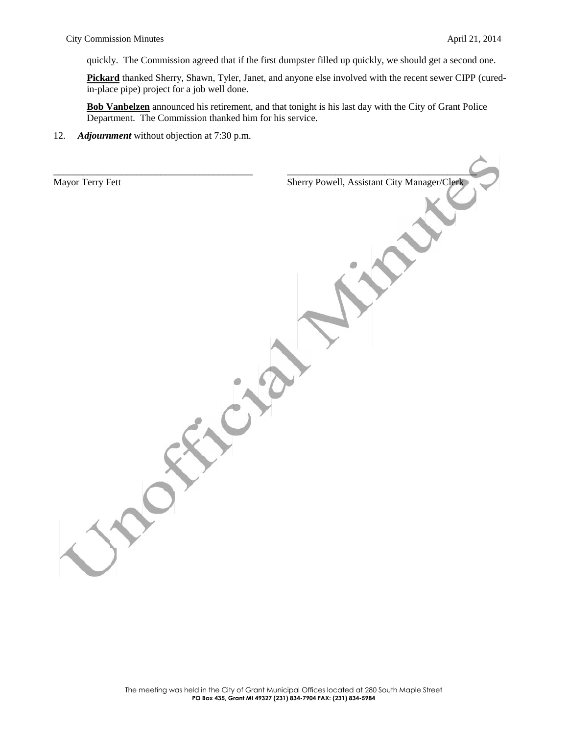quickly. The Commission agreed that if the first dumpster filled up quickly, we should get a second one.

**Pickard** thanked Sherry, Shawn, Tyler, Janet, and anyone else involved with the recent sewer CIPP (cured-in-place pipe) project for a job well done.

**Bob Vanbelzen** announced his retirement, and that tonight is his last day with the City of Grant Police Department. The Commission thanked him for his service.

12. ***Adjournment*** without objection at 7:30 p.m.

| | |
|---|---|
| ___________________________________________ | ___________________________________________ |
| Mayor Terry Fett | Sherry Powell, Assistant City Manager/Clerk |

Unofficial Minutes

The meeting was held in the City of Grant Municipal Offices located at 280 South Maple Street
**PO Box 435, Grant MI 49327 (231) 834-7904 FAX: (231) 834-5984**